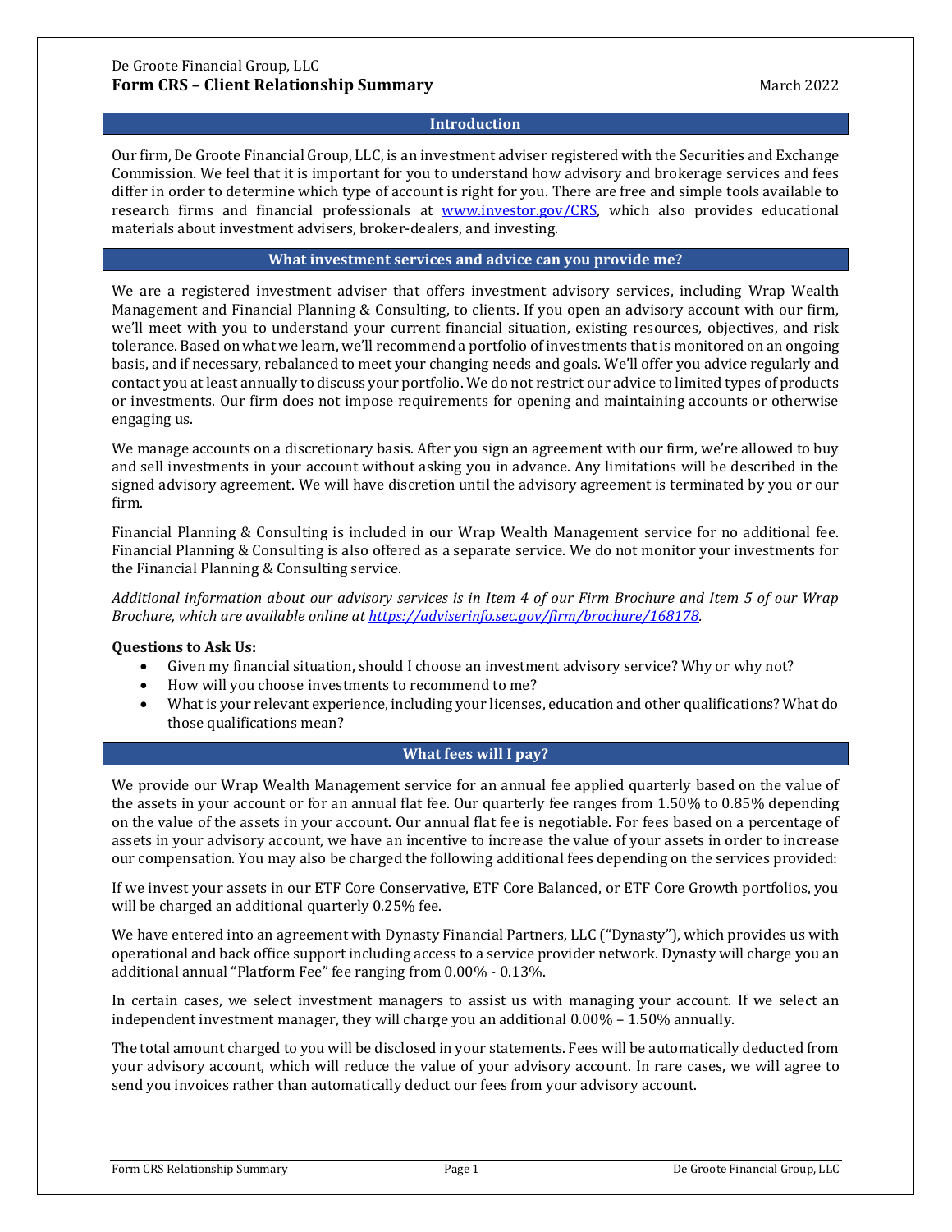De Groote Financial Group, LLC

# Form CRS – Client Relationship Summary

March 2022

## Introduction

Our firm, De Groote Financial Group, LLC, is an investment adviser registered with the Securities and Exchange Commission. We feel that it is important for you to understand how advisory and brokerage services and fees differ in order to determine which type of account is right for you. There are free and simple tools available to research firms and financial professionals at www.investor.gov/CRS, which also provides educational materials about investment advisers, broker-dealers, and investing.

## What investment services and advice can you provide me?

We are a registered investment adviser that offers investment advisory services, including Wrap Wealth Management and Financial Planning & Consulting, to clients. If you open an advisory account with our firm, we'll meet with you to understand your current financial situation, existing resources, objectives, and risk tolerance. Based on what we learn, we'll recommend a portfolio of investments that is monitored on an ongoing basis, and if necessary, rebalanced to meet your changing needs and goals. We'll offer you advice regularly and contact you at least annually to discuss your portfolio. We do not restrict our advice to limited types of products or investments. Our firm does not impose requirements for opening and maintaining accounts or otherwise engaging us.

We manage accounts on a discretionary basis. After you sign an agreement with our firm, we're allowed to buy and sell investments in your account without asking you in advance. Any limitations will be described in the signed advisory agreement. We will have discretion until the advisory agreement is terminated by you or our firm.

Financial Planning & Consulting is included in our Wrap Wealth Management service for no additional fee. Financial Planning & Consulting is also offered as a separate service. We do not monitor your investments for the Financial Planning & Consulting service.

*Additional information about our advisory services is in Item 4 of our Firm Brochure and Item 5 of our Wrap Brochure, which are available online at https://adviserinfo.sec.gov/firm/brochure/168178.*

**Questions to Ask Us:**

- Given my financial situation, should I choose an investment advisory service? Why or why not?
- How will you choose investments to recommend to me?
- What is your relevant experience, including your licenses, education and other qualifications? What do those qualifications mean?

## What fees will I pay?

We provide our Wrap Wealth Management service for an annual fee applied quarterly based on the value of the assets in your account or for an annual flat fee. Our quarterly fee ranges from 1.50% to 0.85% depending on the value of the assets in your account. Our annual flat fee is negotiable. For fees based on a percentage of assets in your advisory account, we have an incentive to increase the value of your assets in order to increase our compensation. You may also be charged the following additional fees depending on the services provided:

If we invest your assets in our ETF Core Conservative, ETF Core Balanced, or ETF Core Growth portfolios, you will be charged an additional quarterly 0.25% fee.

We have entered into an agreement with Dynasty Financial Partners, LLC ("Dynasty"), which provides us with operational and back office support including access to a service provider network. Dynasty will charge you an additional annual "Platform Fee" fee ranging from 0.00% - 0.13%.

In certain cases, we select investment managers to assist us with managing your account. If we select an independent investment manager, they will charge you an additional 0.00% – 1.50% annually.

The total amount charged to you will be disclosed in your statements. Fees will be automatically deducted from your advisory account, which will reduce the value of your advisory account. In rare cases, we will agree to send you invoices rather than automatically deduct our fees from your advisory account.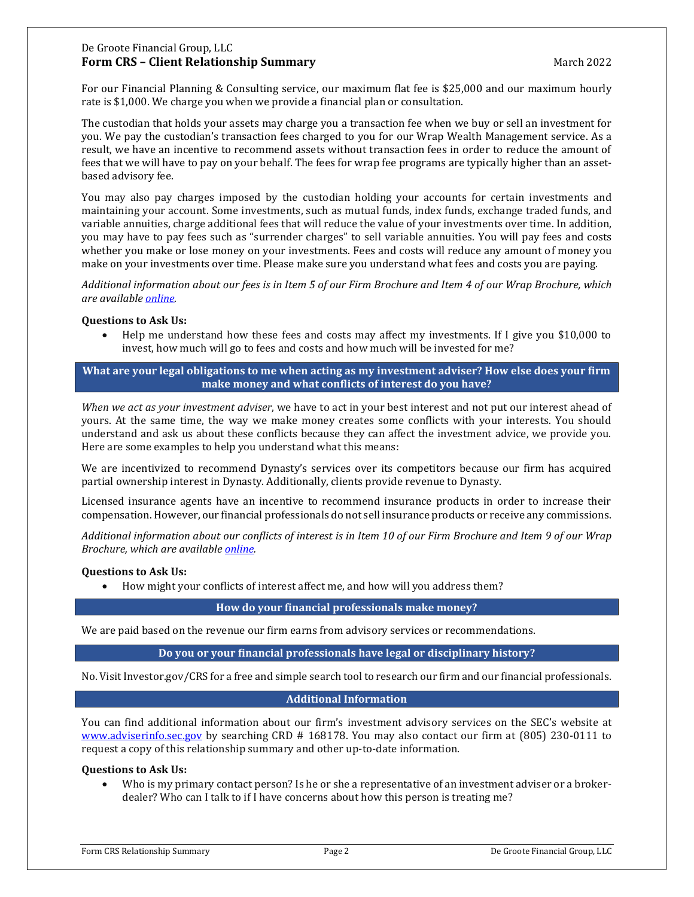For our Financial Planning & Consulting service, our maximum flat fee is $25,000 and our maximum hourly rate is $1,000. We charge you when we provide a financial plan or consultation.

The custodian that holds your assets may charge you a transaction fee when we buy or sell an investment for you. We pay the custodian's transaction fees charged to you for our Wrap Wealth Management service. As a result, we have an incentive to recommend assets without transaction fees in order to reduce the amount of fees that we will have to pay on your behalf. The fees for wrap fee programs are typically higher than an asset-based advisory fee.

You may also pay charges imposed by the custodian holding your accounts for certain investments and maintaining your account. Some investments, such as mutual funds, index funds, exchange traded funds, and variable annuities, charge additional fees that will reduce the value of your investments over time. In addition, you may have to pay fees such as "surrender charges" to sell variable annuities. You will pay fees and costs whether you make or lose money on your investments. Fees and costs will reduce any amount of money you make on your investments over time. Please make sure you understand what fees and costs you are paying.

*Additional information about our fees is in Item 5 of our Firm Brochure and Item 4 of our Wrap Brochure, which are available [online](#).*

**Questions to Ask Us:**

- Help me understand how these fees and costs may affect my investments. If I give you $10,000 to invest, how much will go to fees and costs and how much will be invested for me?

## What are your legal obligations to me when acting as my investment adviser? How else does your firm make money and what conflicts of interest do you have?

*When we act as your investment adviser*, we have to act in your best interest and not put our interest ahead of yours. At the same time, the way we make money creates some conflicts with your interests. You should understand and ask us about these conflicts because they can affect the investment advice, we provide you. Here are some examples to help you understand what this means:

We are incentivized to recommend Dynasty's services over its competitors because our firm has acquired partial ownership interest in Dynasty. Additionally, clients provide revenue to Dynasty.

Licensed insurance agents have an incentive to recommend insurance products in order to increase their compensation. However, our financial professionals do not sell insurance products or receive any commissions.

*Additional information about our conflicts of interest is in Item 10 of our Firm Brochure and Item 9 of our Wrap Brochure, which are available [online](#).*

**Questions to Ask Us:**

- How might your conflicts of interest affect me, and how will you address them?

## How do your financial professionals make money?

We are paid based on the revenue our firm earns from advisory services or recommendations.

## Do you or your financial professionals have legal or disciplinary history?

No. Visit Investor.gov/CRS for a free and simple search tool to research our firm and our financial professionals.

## Additional Information

You can find additional information about our firm's investment advisory services on the SEC's website at [www.adviserinfo.sec.gov](http://www.adviserinfo.sec.gov) by searching CRD # 168178. You may also contact our firm at (805) 230-0111 to request a copy of this relationship summary and other up-to-date information.

**Questions to Ask Us:**

- Who is my primary contact person? Is he or she a representative of an investment adviser or a broker-dealer? Who can I talk to if I have concerns about how this person is treating me?